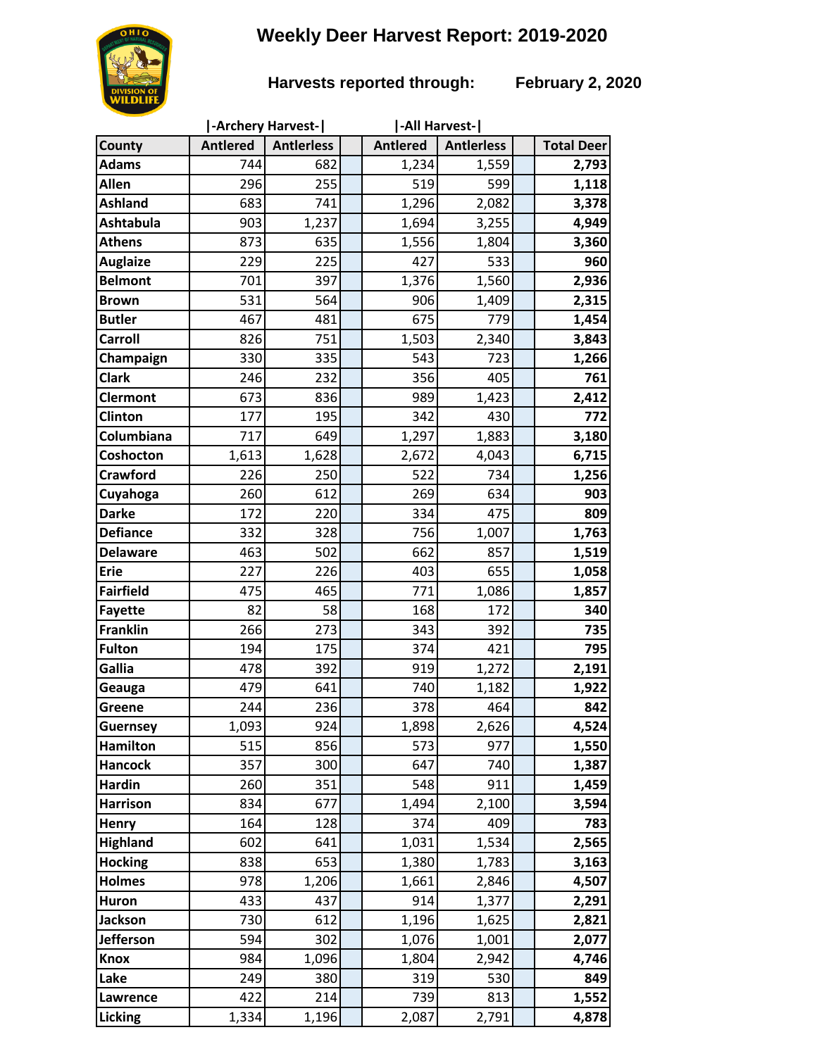# Weekly Deer Harvest Report: 2019-2020

**Harvests reported through: February 2, 2020**

| County | Archery Harvest Antlered | Archery Harvest Antlerless | | All Harvest Antlered | All Harvest Antlerless | | Total Deer |
|---|---|---|---|---|---|---|---|
| Adams | 744 | 682 | | 1,234 | 1,559 | | **2,793** |
| Allen | 296 | 255 | | 519 | 599 | | **1,118** |
| Ashland | 683 | 741 | | 1,296 | 2,082 | | **3,378** |
| Ashtabula | 903 | 1,237 | | 1,694 | 3,255 | | **4,949** |
| Athens | 873 | 635 | | 1,556 | 1,804 | | **3,360** |
| Auglaize | 229 | 225 | | 427 | 533 | | **960** |
| Belmont | 701 | 397 | | 1,376 | 1,560 | | **2,936** |
| Brown | 531 | 564 | | 906 | 1,409 | | **2,315** |
| Butler | 467 | 481 | | 675 | 779 | | **1,454** |
| Carroll | 826 | 751 | | 1,503 | 2,340 | | **3,843** |
| Champaign | 330 | 335 | | 543 | 723 | | **1,266** |
| Clark | 246 | 232 | | 356 | 405 | | **761** |
| Clermont | 673 | 836 | | 989 | 1,423 | | **2,412** |
| Clinton | 177 | 195 | | 342 | 430 | | **772** |
| Columbiana | 717 | 649 | | 1,297 | 1,883 | | **3,180** |
| Coshocton | 1,613 | 1,628 | | 2,672 | 4,043 | | **6,715** |
| Crawford | 226 | 250 | | 522 | 734 | | **1,256** |
| Cuyahoga | 260 | 612 | | 269 | 634 | | **903** |
| Darke | 172 | 220 | | 334 | 475 | | **809** |
| Defiance | 332 | 328 | | 756 | 1,007 | | **1,763** |
| Delaware | 463 | 502 | | 662 | 857 | | **1,519** |
| Erie | 227 | 226 | | 403 | 655 | | **1,058** |
| Fairfield | 475 | 465 | | 771 | 1,086 | | **1,857** |
| Fayette | 82 | 58 | | 168 | 172 | | **340** |
| Franklin | 266 | 273 | | 343 | 392 | | **735** |
| Fulton | 194 | 175 | | 374 | 421 | | **795** |
| Gallia | 478 | 392 | | 919 | 1,272 | | **2,191** |
| Geauga | 479 | 641 | | 740 | 1,182 | | **1,922** |
| Greene | 244 | 236 | | 378 | 464 | | **842** |
| Guernsey | 1,093 | 924 | | 1,898 | 2,626 | | **4,524** |
| Hamilton | 515 | 856 | | 573 | 977 | | **1,550** |
| Hancock | 357 | 300 | | 647 | 740 | | **1,387** |
| Hardin | 260 | 351 | | 548 | 911 | | **1,459** |
| Harrison | 834 | 677 | | 1,494 | 2,100 | | **3,594** |
| Henry | 164 | 128 | | 374 | 409 | | **783** |
| Highland | 602 | 641 | | 1,031 | 1,534 | | **2,565** |
| Hocking | 838 | 653 | | 1,380 | 1,783 | | **3,163** |
| Holmes | 978 | 1,206 | | 1,661 | 2,846 | | **4,507** |
| Huron | 433 | 437 | | 914 | 1,377 | | **2,291** |
| Jackson | 730 | 612 | | 1,196 | 1,625 | | **2,821** |
| Jefferson | 594 | 302 | | 1,076 | 1,001 | | **2,077** |
| Knox | 984 | 1,096 | | 1,804 | 2,942 | | **4,746** |
| Lake | 249 | 380 | | 319 | 530 | | **849** |
| Lawrence | 422 | 214 | | 739 | 813 | | **1,552** |
| Licking | 1,334 | 1,196 | | 2,087 | 2,791 | | **4,878** |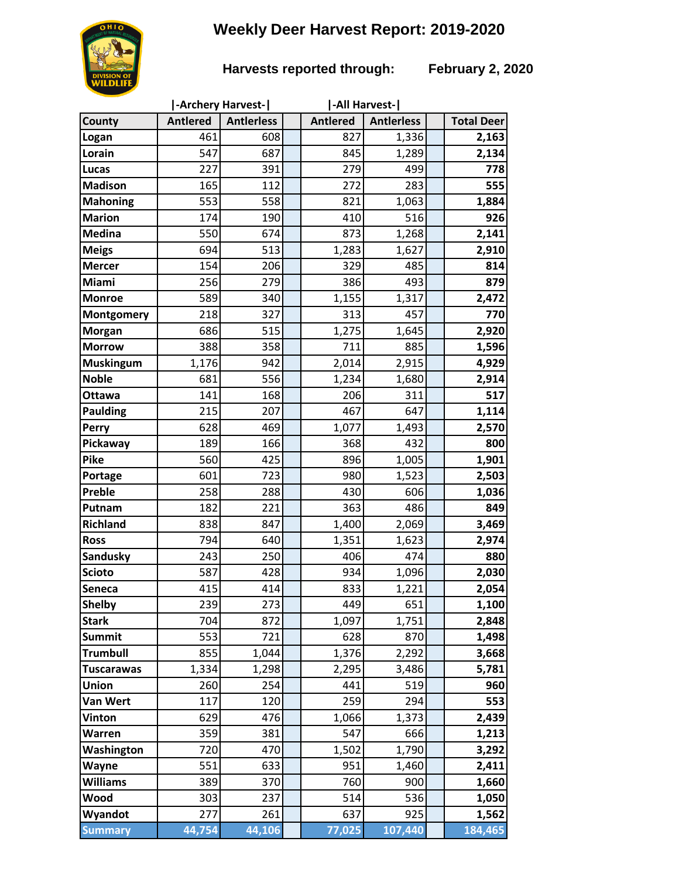# Weekly Deer Harvest Report: 2019-2020

**Harvests reported through: February 2, 2020**

| | \|-Archery Harvest-\| | | | \|-All Harvest-\| | | | |
|---|---|---|---|---|---|---|---|
| **County** | **Antlered** | **Antlerless** | | **Antlered** | **Antlerless** | | **Total Deer** |
| **Logan** | 461 | 608 | | 827 | 1,336 | | **2,163** |
| **Lorain** | 547 | 687 | | 845 | 1,289 | | **2,134** |
| **Lucas** | 227 | 391 | | 279 | 499 | | **778** |
| **Madison** | 165 | 112 | | 272 | 283 | | **555** |
| **Mahoning** | 553 | 558 | | 821 | 1,063 | | **1,884** |
| **Marion** | 174 | 190 | | 410 | 516 | | **926** |
| **Medina** | 550 | 674 | | 873 | 1,268 | | **2,141** |
| **Meigs** | 694 | 513 | | 1,283 | 1,627 | | **2,910** |
| **Mercer** | 154 | 206 | | 329 | 485 | | **814** |
| **Miami** | 256 | 279 | | 386 | 493 | | **879** |
| **Monroe** | 589 | 340 | | 1,155 | 1,317 | | **2,472** |
| **Montgomery** | 218 | 327 | | 313 | 457 | | **770** |
| **Morgan** | 686 | 515 | | 1,275 | 1,645 | | **2,920** |
| **Morrow** | 388 | 358 | | 711 | 885 | | **1,596** |
| **Muskingum** | 1,176 | 942 | | 2,014 | 2,915 | | **4,929** |
| **Noble** | 681 | 556 | | 1,234 | 1,680 | | **2,914** |
| **Ottawa** | 141 | 168 | | 206 | 311 | | **517** |
| **Paulding** | 215 | 207 | | 467 | 647 | | **1,114** |
| **Perry** | 628 | 469 | | 1,077 | 1,493 | | **2,570** |
| **Pickaway** | 189 | 166 | | 368 | 432 | | **800** |
| **Pike** | 560 | 425 | | 896 | 1,005 | | **1,901** |
| **Portage** | 601 | 723 | | 980 | 1,523 | | **2,503** |
| **Preble** | 258 | 288 | | 430 | 606 | | **1,036** |
| **Putnam** | 182 | 221 | | 363 | 486 | | **849** |
| **Richland** | 838 | 847 | | 1,400 | 2,069 | | **3,469** |
| **Ross** | 794 | 640 | | 1,351 | 1,623 | | **2,974** |
| **Sandusky** | 243 | 250 | | 406 | 474 | | **880** |
| **Scioto** | 587 | 428 | | 934 | 1,096 | | **2,030** |
| **Seneca** | 415 | 414 | | 833 | 1,221 | | **2,054** |
| **Shelby** | 239 | 273 | | 449 | 651 | | **1,100** |
| **Stark** | 704 | 872 | | 1,097 | 1,751 | | **2,848** |
| **Summit** | 553 | 721 | | 628 | 870 | | **1,498** |
| **Trumbull** | 855 | 1,044 | | 1,376 | 2,292 | | **3,668** |
| **Tuscarawas** | 1,334 | 1,298 | | 2,295 | 3,486 | | **5,781** |
| **Union** | 260 | 254 | | 441 | 519 | | **960** |
| **Van Wert** | 117 | 120 | | 259 | 294 | | **553** |
| **Vinton** | 629 | 476 | | 1,066 | 1,373 | | **2,439** |
| **Warren** | 359 | 381 | | 547 | 666 | | **1,213** |
| **Washington** | 720 | 470 | | 1,502 | 1,790 | | **3,292** |
| **Wayne** | 551 | 633 | | 951 | 1,460 | | **2,411** |
| **Williams** | 389 | 370 | | 760 | 900 | | **1,660** |
| **Wood** | 303 | 237 | | 514 | 536 | | **1,050** |
| **Wyandot** | 277 | 261 | | 637 | 925 | | **1,562** |
| **Summary** | **44,754** | **44,106** | | **77,025** | **107,440** | | **184,465** |